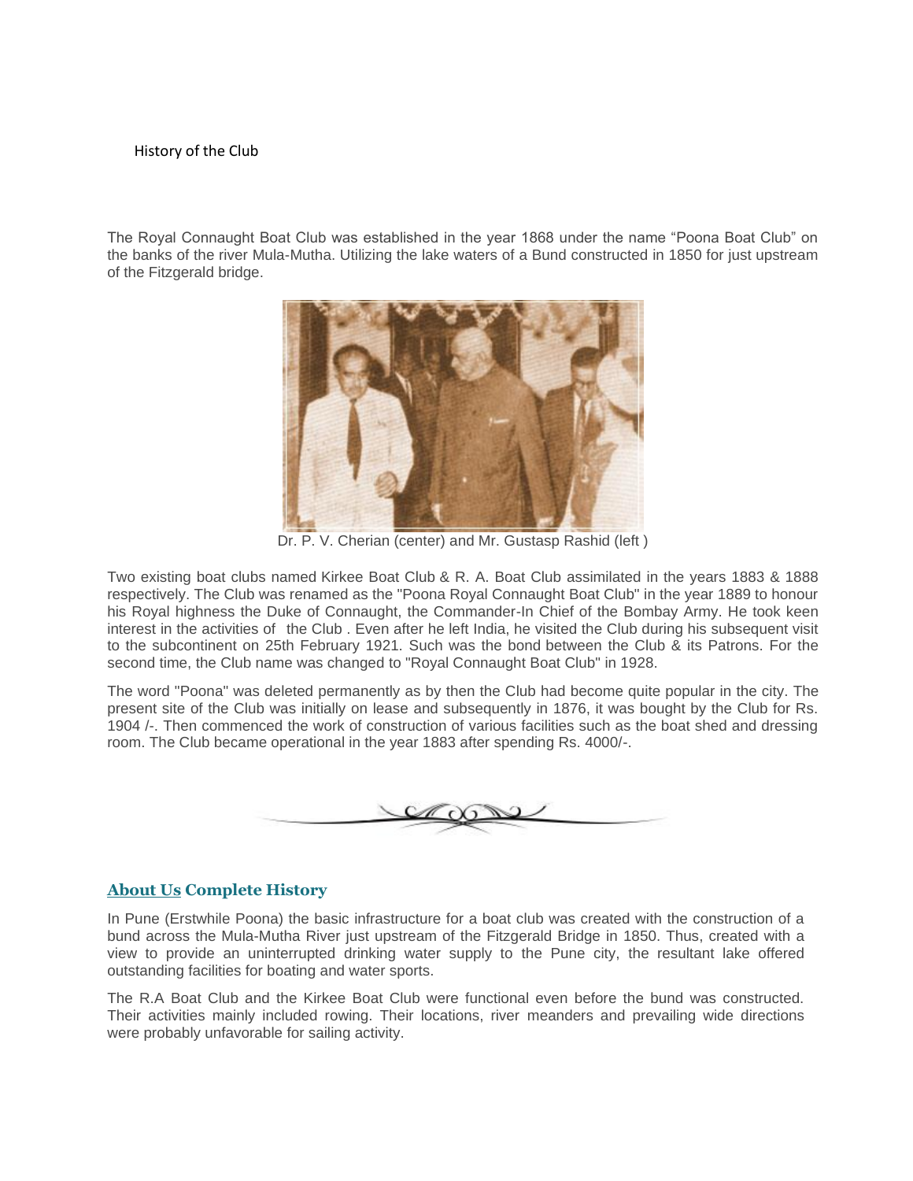History of the Club

The Royal Connaught Boat Club was established in the year 1868 under the name “Poona Boat Club” on the banks of the river Mula-Mutha. Utilizing the lake waters of a Bund constructed in 1850 for just upstream of the Fitzgerald bridge.

Dr. P. V. Cherian (center) and Mr. Gustasp Rashid (left )

Two existing boat clubs named Kirkee Boat Club & R. A. Boat Club assimilated in the years 1883 & 1888 respectively. The Club was renamed as the "Poona Royal Connaught Boat Club" in the year 1889 to honour his Royal highness the Duke of Connaught, the Commander-In Chief of the Bombay Army. He took keen interest in the activities of the Club . Even after he left India, he visited the Club during his subsequent visit to the subcontinent on 25th February 1921. Such was the bond between the Club & its Patrons. For the second time, the Club name was changed to "Royal Connaught Boat Club" in 1928.

The word "Poona" was deleted permanently as by then the Club had become quite popular in the city. The present site of the Club was initially on lease and subsequently in 1876, it was bought by the Club for Rs. 1904 /-. Then commenced the work of construction of various facilities such as the boat shed and dressing room. The Club became operational in the year 1883 after spending Rs. 4000/-.

## About Us Complete History

In Pune (Erstwhile Poona) the basic infrastructure for a boat club was created with the construction of a bund across the Mula-Mutha River just upstream of the Fitzgerald Bridge in 1850. Thus, created with a view to provide an uninterrupted drinking water supply to the Pune city, the resultant lake offered outstanding facilities for boating and water sports.

The R.A Boat Club and the Kirkee Boat Club were functional even before the bund was constructed. Their activities mainly included rowing. Their locations, river meanders and prevailing wide directions were probably unfavorable for sailing activity.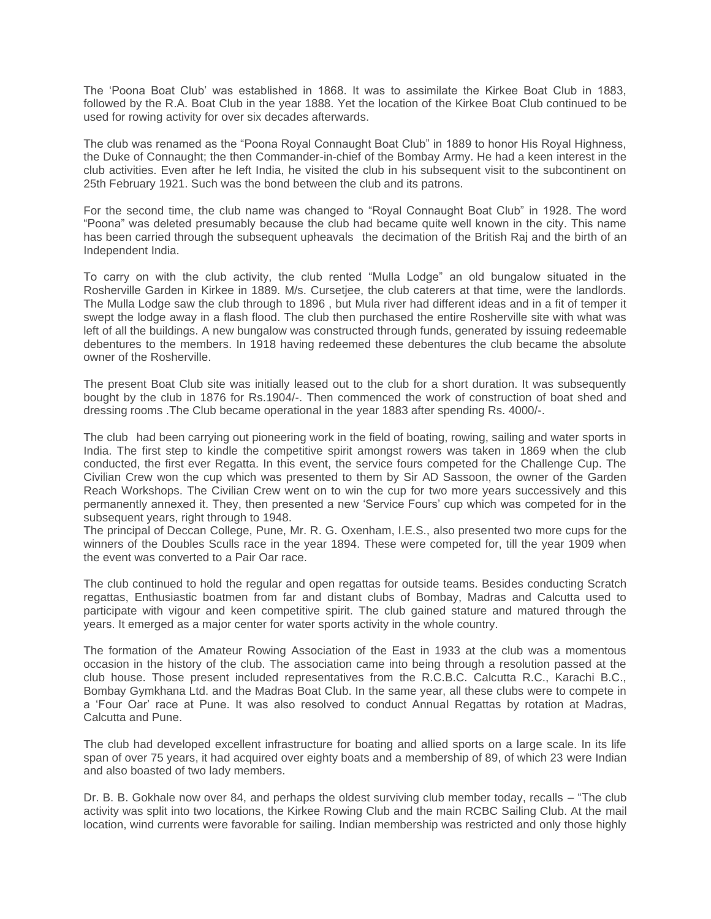The 'Poona Boat Club' was established in 1868. It was to assimilate the Kirkee Boat Club in 1883, followed by the R.A. Boat Club in the year 1888. Yet the location of the Kirkee Boat Club continued to be used for rowing activity for over six decades afterwards.

The club was renamed as the "Poona Royal Connaught Boat Club" in 1889 to honor His Royal Highness, the Duke of Connaught; the then Commander-in-chief of the Bombay Army. He had a keen interest in the club activities. Even after he left India, he visited the club in his subsequent visit to the subcontinent on 25th February 1921. Such was the bond between the club and its patrons.

For the second time, the club name was changed to "Royal Connaught Boat Club" in 1928. The word "Poona" was deleted presumably because the club had became quite well known in the city. This name has been carried through the subsequent upheavals the decimation of the British Raj and the birth of an Independent India.

To carry on with the club activity, the club rented "Mulla Lodge" an old bungalow situated in the Rosherville Garden in Kirkee in 1889. M/s. Cursetjee, the club caterers at that time, were the landlords. The Mulla Lodge saw the club through to 1896 , but Mula river had different ideas and in a fit of temper it swept the lodge away in a flash flood. The club then purchased the entire Rosherville site with what was left of all the buildings. A new bungalow was constructed through funds, generated by issuing redeemable debentures to the members. In 1918 having redeemed these debentures the club became the absolute owner of the Rosherville.

The present Boat Club site was initially leased out to the club for a short duration. It was subsequently bought by the club in 1876 for Rs.1904/-. Then commenced the work of construction of boat shed and dressing rooms .The Club became operational in the year 1883 after spending Rs. 4000/-.

The club had been carrying out pioneering work in the field of boating, rowing, sailing and water sports in India. The first step to kindle the competitive spirit amongst rowers was taken in 1869 when the club conducted, the first ever Regatta. In this event, the service fours competed for the Challenge Cup. The Civilian Crew won the cup which was presented to them by Sir AD Sassoon, the owner of the Garden Reach Workshops. The Civilian Crew went on to win the cup for two more years successively and this permanently annexed it. They, then presented a new 'Service Fours' cup which was competed for in the subsequent years, right through to 1948.

The principal of Deccan College, Pune, Mr. R. G. Oxenham, I.E.S., also presented two more cups for the winners of the Doubles Sculls race in the year 1894. These were competed for, till the year 1909 when the event was converted to a Pair Oar race.

The club continued to hold the regular and open regattas for outside teams. Besides conducting Scratch regattas, Enthusiastic boatmen from far and distant clubs of Bombay, Madras and Calcutta used to participate with vigour and keen competitive spirit. The club gained stature and matured through the years. It emerged as a major center for water sports activity in the whole country.

The formation of the Amateur Rowing Association of the East in 1933 at the club was a momentous occasion in the history of the club. The association came into being through a resolution passed at the club house. Those present included representatives from the R.C.B.C. Calcutta R.C., Karachi B.C., Bombay Gymkhana Ltd. and the Madras Boat Club. In the same year, all these clubs were to compete in a 'Four Oar' race at Pune. It was also resolved to conduct Annual Regattas by rotation at Madras, Calcutta and Pune.

The club had developed excellent infrastructure for boating and allied sports on a large scale. In its life span of over 75 years, it had acquired over eighty boats and a membership of 89, of which 23 were Indian and also boasted of two lady members.

Dr. B. B. Gokhale now over 84, and perhaps the oldest surviving club member today, recalls – "The club activity was split into two locations, the Kirkee Rowing Club and the main RCBC Sailing Club. At the mail location, wind currents were favorable for sailing. Indian membership was restricted and only those highly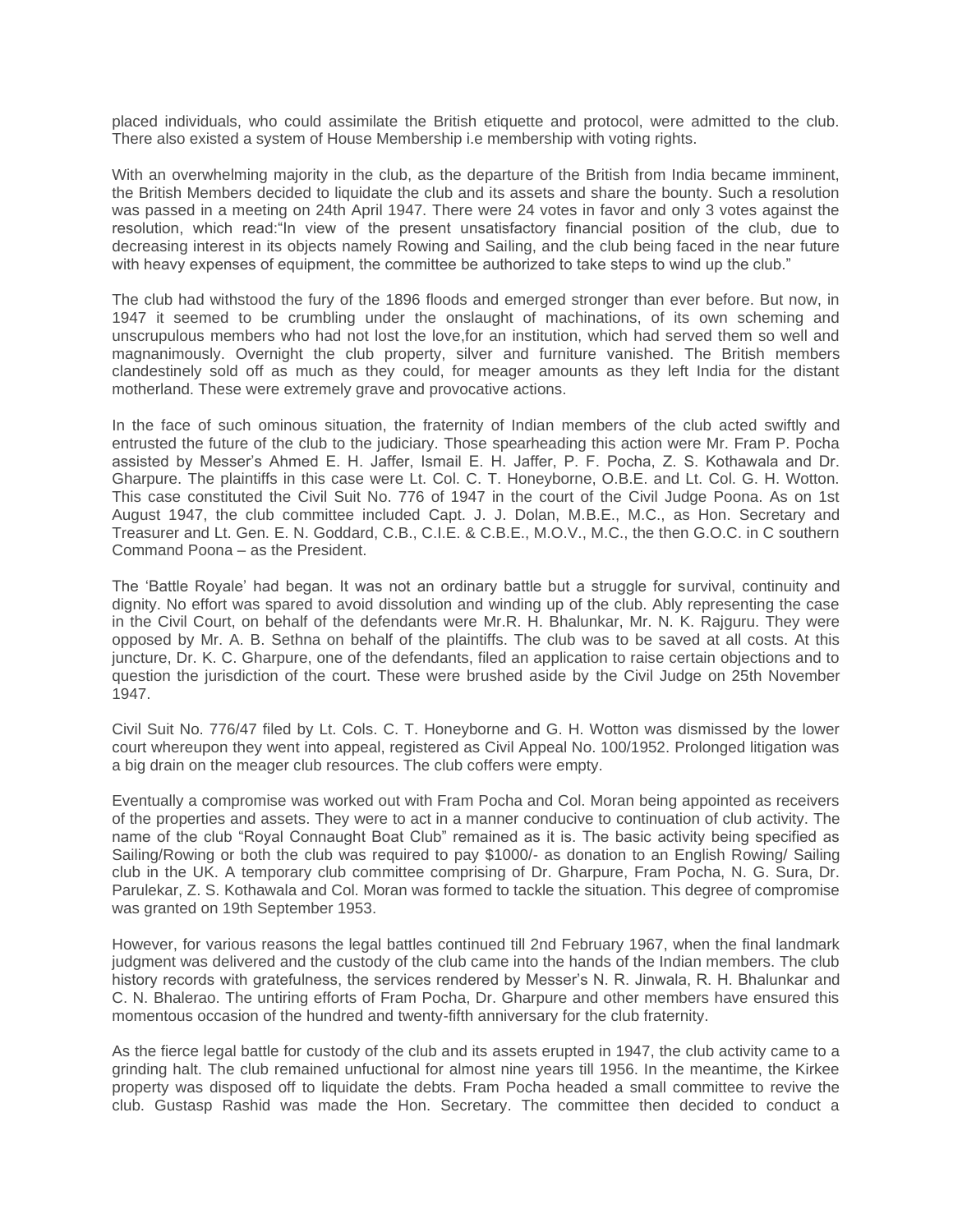placed individuals, who could assimilate the British etiquette and protocol, were admitted to the club. There also existed a system of House Membership i.e membership with voting rights.

With an overwhelming majority in the club, as the departure of the British from India became imminent, the British Members decided to liquidate the club and its assets and share the bounty. Such a resolution was passed in a meeting on 24th April 1947. There were 24 votes in favor and only 3 votes against the resolution, which read:"In view of the present unsatisfactory financial position of the club, due to decreasing interest in its objects namely Rowing and Sailing, and the club being faced in the near future with heavy expenses of equipment, the committee be authorized to take steps to wind up the club."

The club had withstood the fury of the 1896 floods and emerged stronger than ever before. But now, in 1947 it seemed to be crumbling under the onslaught of machinations, of its own scheming and unscrupulous members who had not lost the love,for an institution, which had served them so well and magnanimously. Overnight the club property, silver and furniture vanished. The British members clandestinely sold off as much as they could, for meager amounts as they left India for the distant motherland. These were extremely grave and provocative actions.

In the face of such ominous situation, the fraternity of Indian members of the club acted swiftly and entrusted the future of the club to the judiciary. Those spearheading this action were Mr. Fram P. Pocha assisted by Messer's Ahmed E. H. Jaffer, Ismail E. H. Jaffer, P. F. Pocha, Z. S. Kothawala and Dr. Gharpure. The plaintiffs in this case were Lt. Col. C. T. Honeyborne, O.B.E. and Lt. Col. G. H. Wotton. This case constituted the Civil Suit No. 776 of 1947 in the court of the Civil Judge Poona. As on 1st August 1947, the club committee included Capt. J. J. Dolan, M.B.E., M.C., as Hon. Secretary and Treasurer and Lt. Gen. E. N. Goddard, C.B., C.I.E. & C.B.E., M.O.V., M.C., the then G.O.C. in C southern Command Poona – as the President.

The 'Battle Royale' had began. It was not an ordinary battle but a struggle for survival, continuity and dignity. No effort was spared to avoid dissolution and winding up of the club. Ably representing the case in the Civil Court, on behalf of the defendants were Mr.R. H. Bhalunkar, Mr. N. K. Rajguru. They were opposed by Mr. A. B. Sethna on behalf of the plaintiffs. The club was to be saved at all costs. At this juncture, Dr. K. C. Gharpure, one of the defendants, filed an application to raise certain objections and to question the jurisdiction of the court. These were brushed aside by the Civil Judge on 25th November 1947.

Civil Suit No. 776/47 filed by Lt. Cols. C. T. Honeyborne and G. H. Wotton was dismissed by the lower court whereupon they went into appeal, registered as Civil Appeal No. 100/1952. Prolonged litigation was a big drain on the meager club resources. The club coffers were empty.

Eventually a compromise was worked out with Fram Pocha and Col. Moran being appointed as receivers of the properties and assets. They were to act in a manner conducive to continuation of club activity. The name of the club "Royal Connaught Boat Club" remained as it is. The basic activity being specified as Sailing/Rowing or both the club was required to pay $1000/- as donation to an English Rowing/ Sailing club in the UK. A temporary club committee comprising of Dr. Gharpure, Fram Pocha, N. G. Sura, Dr. Parulekar, Z. S. Kothawala and Col. Moran was formed to tackle the situation. This degree of compromise was granted on 19th September 1953.

However, for various reasons the legal battles continued till 2nd February 1967, when the final landmark judgment was delivered and the custody of the club came into the hands of the Indian members. The club history records with gratefulness, the services rendered by Messer's N. R. Jinwala, R. H. Bhalunkar and C. N. Bhalerao. The untiring efforts of Fram Pocha, Dr. Gharpure and other members have ensured this momentous occasion of the hundred and twenty-fifth anniversary for the club fraternity.

As the fierce legal battle for custody of the club and its assets erupted in 1947, the club activity came to a grinding halt. The club remained unfuctional for almost nine years till 1956. In the meantime, the Kirkee property was disposed off to liquidate the debts. Fram Pocha headed a small committee to revive the club. Gustasp Rashid was made the Hon. Secretary. The committee then decided to conduct a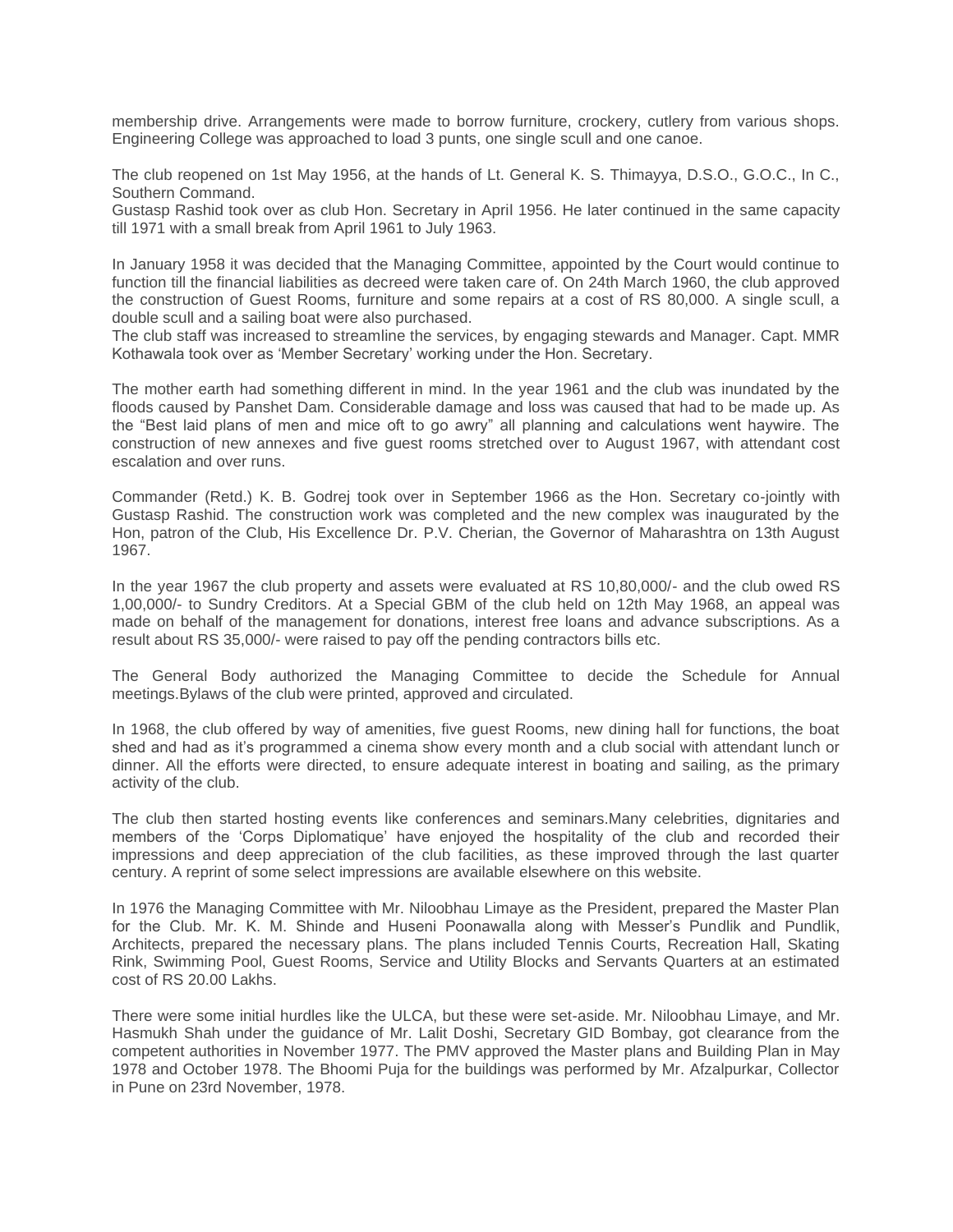membership drive. Arrangements were made to borrow furniture, crockery, cutlery from various shops. Engineering College was approached to load 3 punts, one single scull and one canoe.

The club reopened on 1st May 1956, at the hands of Lt. General K. S. Thimayya, D.S.O., G.O.C., In C., Southern Command.

Gustasp Rashid took over as club Hon. Secretary in April 1956. He later continued in the same capacity till 1971 with a small break from April 1961 to July 1963.

In January 1958 it was decided that the Managing Committee, appointed by the Court would continue to function till the financial liabilities as decreed were taken care of. On 24th March 1960, the club approved the construction of Guest Rooms, furniture and some repairs at a cost of RS 80,000. A single scull, a double scull and a sailing boat were also purchased.

The club staff was increased to streamline the services, by engaging stewards and Manager. Capt. MMR Kothawala took over as 'Member Secretary' working under the Hon. Secretary.

The mother earth had something different in mind. In the year 1961 and the club was inundated by the floods caused by Panshet Dam. Considerable damage and loss was caused that had to be made up. As the "Best laid plans of men and mice oft to go awry" all planning and calculations went haywire. The construction of new annexes and five guest rooms stretched over to August 1967, with attendant cost escalation and over runs.

Commander (Retd.) K. B. Godrej took over in September 1966 as the Hon. Secretary co-jointly with Gustasp Rashid. The construction work was completed and the new complex was inaugurated by the Hon, patron of the Club, His Excellence Dr. P.V. Cherian, the Governor of Maharashtra on 13th August 1967.

In the year 1967 the club property and assets were evaluated at RS 10,80,000/- and the club owed RS 1,00,000/- to Sundry Creditors. At a Special GBM of the club held on 12th May 1968, an appeal was made on behalf of the management for donations, interest free loans and advance subscriptions. As a result about RS 35,000/- were raised to pay off the pending contractors bills etc.

The General Body authorized the Managing Committee to decide the Schedule for Annual meetings.Bylaws of the club were printed, approved and circulated.

In 1968, the club offered by way of amenities, five guest Rooms, new dining hall for functions, the boat shed and had as it's programmed a cinema show every month and a club social with attendant lunch or dinner. All the efforts were directed, to ensure adequate interest in boating and sailing, as the primary activity of the club.

The club then started hosting events like conferences and seminars.Many celebrities, dignitaries and members of the 'Corps Diplomatique' have enjoyed the hospitality of the club and recorded their impressions and deep appreciation of the club facilities, as these improved through the last quarter century. A reprint of some select impressions are available elsewhere on this website.

In 1976 the Managing Committee with Mr. Niloobhau Limaye as the President, prepared the Master Plan for the Club. Mr. K. M. Shinde and Huseni Poonawalla along with Messer's Pundlik and Pundlik, Architects, prepared the necessary plans. The plans included Tennis Courts, Recreation Hall, Skating Rink, Swimming Pool, Guest Rooms, Service and Utility Blocks and Servants Quarters at an estimated cost of RS 20.00 Lakhs.

There were some initial hurdles like the ULCA, but these were set-aside. Mr. Niloobhau Limaye, and Mr. Hasmukh Shah under the guidance of Mr. Lalit Doshi, Secretary GID Bombay, got clearance from the competent authorities in November 1977. The PMV approved the Master plans and Building Plan in May 1978 and October 1978. The Bhoomi Puja for the buildings was performed by Mr. Afzalpurkar, Collector in Pune on 23rd November, 1978.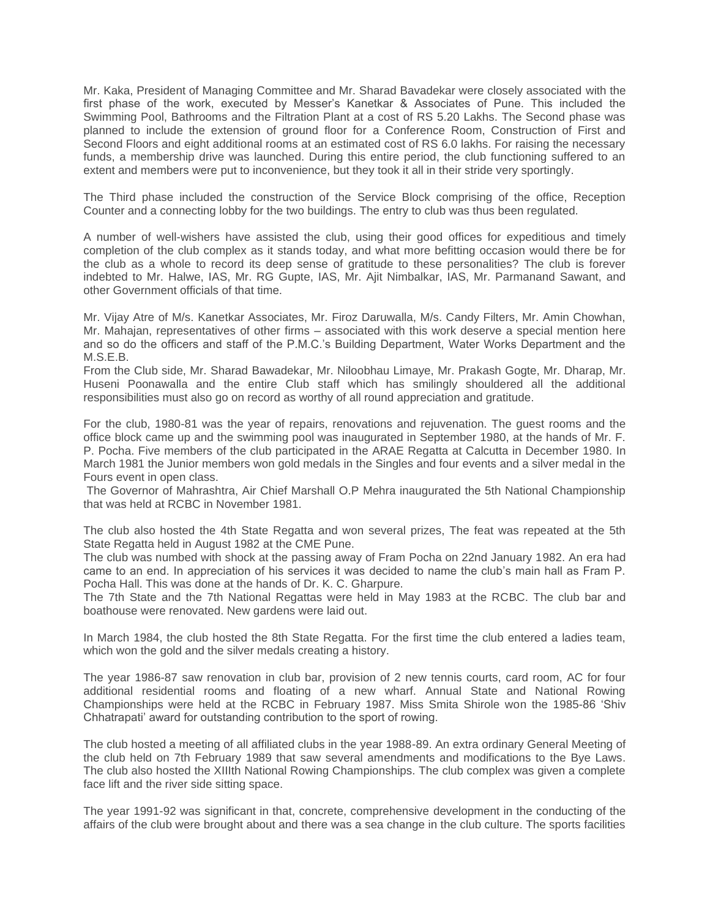Mr. Kaka, President of Managing Committee and Mr. Sharad Bavadekar were closely associated with the first phase of the work, executed by Messer's Kanetkar & Associates of Pune. This included the Swimming Pool, Bathrooms and the Filtration Plant at a cost of RS 5.20 Lakhs. The Second phase was planned to include the extension of ground floor for a Conference Room, Construction of First and Second Floors and eight additional rooms at an estimated cost of RS 6.0 lakhs. For raising the necessary funds, a membership drive was launched. During this entire period, the club functioning suffered to an extent and members were put to inconvenience, but they took it all in their stride very sportingly.

The Third phase included the construction of the Service Block comprising of the office, Reception Counter and a connecting lobby for the two buildings. The entry to club was thus been regulated.

A number of well-wishers have assisted the club, using their good offices for expeditious and timely completion of the club complex as it stands today, and what more befitting occasion would there be for the club as a whole to record its deep sense of gratitude to these personalities? The club is forever indebted to Mr. Halwe, IAS, Mr. RG Gupte, IAS, Mr. Ajit Nimbalkar, IAS, Mr. Parmanand Sawant, and other Government officials of that time.

Mr. Vijay Atre of M/s. Kanetkar Associates, Mr. Firoz Daruwalla, M/s. Candy Filters, Mr. Amin Chowhan, Mr. Mahajan, representatives of other firms – associated with this work deserve a special mention here and so do the officers and staff of the P.M.C.'s Building Department, Water Works Department and the M.S.E.B.

From the Club side, Mr. Sharad Bawadekar, Mr. Niloobhau Limaye, Mr. Prakash Gogte, Mr. Dharap, Mr. Huseni Poonawalla and the entire Club staff which has smilingly shouldered all the additional responsibilities must also go on record as worthy of all round appreciation and gratitude.

For the club, 1980-81 was the year of repairs, renovations and rejuvenation. The guest rooms and the office block came up and the swimming pool was inaugurated in September 1980, at the hands of Mr. F. P. Pocha. Five members of the club participated in the ARAE Regatta at Calcutta in December 1980. In March 1981 the Junior members won gold medals in the Singles and four events and a silver medal in the Fours event in open class.

The Governor of Mahrashtra, Air Chief Marshall O.P Mehra inaugurated the 5th National Championship that was held at RCBC in November 1981.

The club also hosted the 4th State Regatta and won several prizes, The feat was repeated at the 5th State Regatta held in August 1982 at the CME Pune.

The club was numbed with shock at the passing away of Fram Pocha on 22nd January 1982. An era had came to an end. In appreciation of his services it was decided to name the club's main hall as Fram P. Pocha Hall. This was done at the hands of Dr. K. C. Gharpure.

The 7th State and the 7th National Regattas were held in May 1983 at the RCBC. The club bar and boathouse were renovated. New gardens were laid out.

In March 1984, the club hosted the 8th State Regatta. For the first time the club entered a ladies team, which won the gold and the silver medals creating a history.

The year 1986-87 saw renovation in club bar, provision of 2 new tennis courts, card room, AC for four additional residential rooms and floating of a new wharf. Annual State and National Rowing Championships were held at the RCBC in February 1987. Miss Smita Shirole won the 1985-86 'Shiv Chhatrapati' award for outstanding contribution to the sport of rowing.

The club hosted a meeting of all affiliated clubs in the year 1988-89. An extra ordinary General Meeting of the club held on 7th February 1989 that saw several amendments and modifications to the Bye Laws. The club also hosted the XIIIth National Rowing Championships. The club complex was given a complete face lift and the river side sitting space.

The year 1991-92 was significant in that, concrete, comprehensive development in the conducting of the affairs of the club were brought about and there was a sea change in the club culture. The sports facilities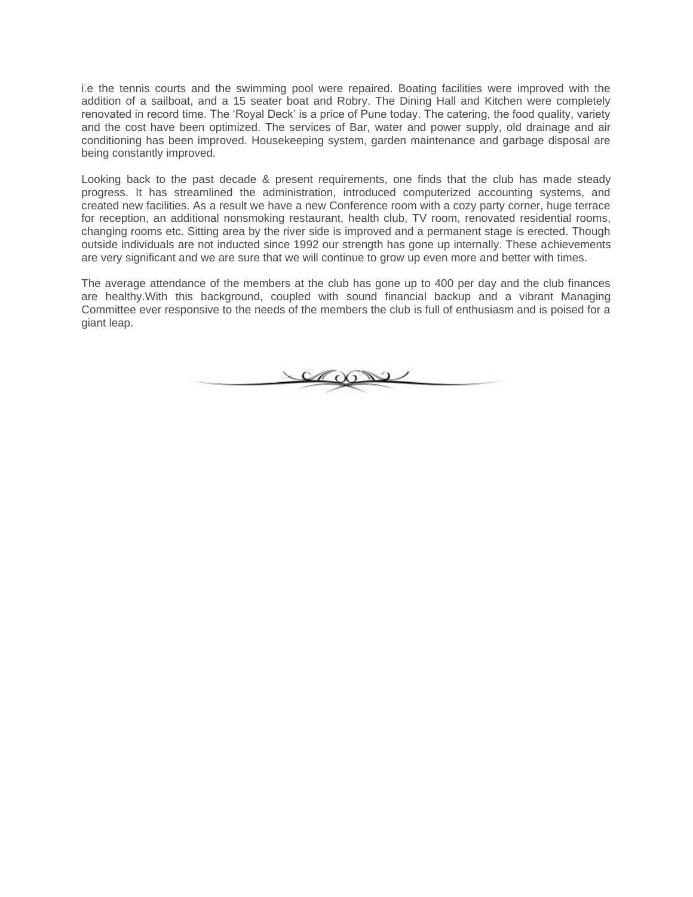i.e the tennis courts and the swimming pool were repaired. Boating facilities were improved with the addition of a sailboat, and a 15 seater boat and Robry. The Dining Hall and Kitchen were completely renovated in record time. The 'Royal Deck' is a price of Pune today. The catering, the food quality, variety and the cost have been optimized. The services of Bar, water and power supply, old drainage and air conditioning has been improved. Housekeeping system, garden maintenance and garbage disposal are being constantly improved.

Looking back to the past decade & present requirements, one finds that the club has made steady progress. It has streamlined the administration, introduced computerized accounting systems, and created new facilities. As a result we have a new Conference room with a cozy party corner, huge terrace for reception, an additional nonsmoking restaurant, health club, TV room, renovated residential rooms, changing rooms etc. Sitting area by the river side is improved and a permanent stage is erected. Though outside individuals are not inducted since 1992 our strength has gone up internally. These achievements are very significant and we are sure that we will continue to grow up even more and better with times.

The average attendance of the members at the club has gone up to 400 per day and the club finances are healthy.With this background, coupled with sound financial backup and a vibrant Managing Committee ever responsive to the needs of the members the club is full of enthusiasm and is poised for a giant leap.